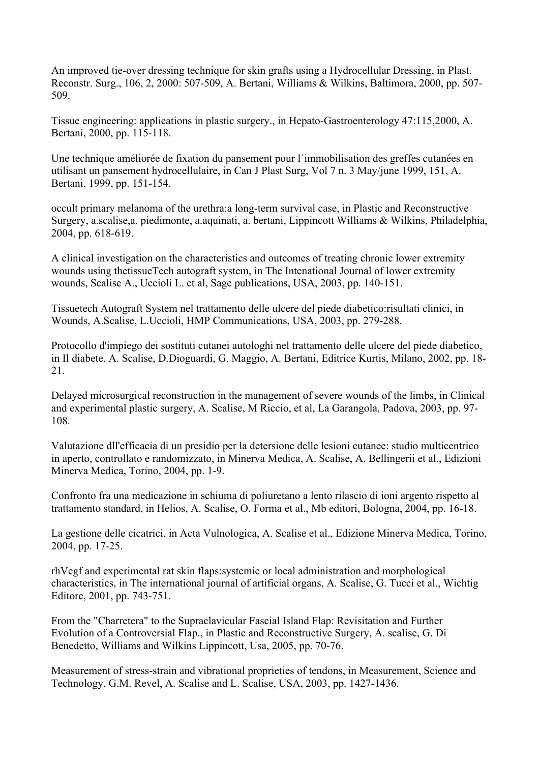An improved tie-over dressing technique for skin grafts using a Hydrocellular Dressing, in Plast. Reconstr. Surg., 106, 2, 2000: 507-509, A. Bertani, Williams & Wilkins, Baltimora, 2000, pp. 507-509.

Tissue engineering: applications in plastic surgery., in Hepato-Gastroenterology 47:115,2000, A. Bertani, 2000, pp. 115-118.

Une technique améliorée de fixation du pansement pour l´immobilisation des greffes cutanées en utilisant un pansement hydrocellulaire, in Can J Plast Surg, Vol 7 n. 3 May/june 1999, 151, A. Bertani, 1999, pp. 151-154.

occult primary melanoma of the urethra:a long-term survival case, in Plastic and Reconstructive Surgery, a.scalise,a. piedimonte, a.aquinati, a. bertani, Lippincott Williams & Wilkins, Philadelphia, 2004, pp. 618-619.

A clinical investigation on the characteristics and outcomes of treating chronic lower extremity wounds using thetissueTech autograft system, in The Intenational Journal of lower extremity wounds, Scalise A., Uccioli L. et al, Sage publications, USA, 2003, pp. 140-151.

Tissuetech Autograft System nel trattamento delle ulcere del piede diabetico:risultati clinici, in Wounds, A.Scalise, L.Uccioli, HMP Communications, USA, 2003, pp. 279-288.

Protocollo d'impiego dei sostituti cutanei autologhi nel trattamento delle ulcere del piede diabetico, in Il diabete, A. Scalise, D.Dioguardi, G. Maggio, A. Bertani, Editrice Kurtis, Milano, 2002, pp. 18-21.

Delayed microsurgical reconstruction in the management of severe wounds of the limbs, in Clinical and experimental plastic surgery, A. Scalise, M Riccio, et al, La Garangola, Padova, 2003, pp. 97-108.

Valutazione dll'efficacia di un presidio per la detersione delle lesioni cutanee: studio multicentrico in aperto, controllato e randomizzato, in Minerva Medica, A. Scalise, A. Bellingerii et al., Edizioni Minerva Medica, Torino, 2004, pp. 1-9.

Confronto fra una medicazione in schiuma di poliuretano a lento rilascio di ioni argento rispetto al trattamento standard, in Helios, A. Scalise, O. Forma et al., Mb editori, Bologna, 2004, pp. 16-18.

La gestione delle cicatrici, in Acta Vulnologica, A. Scalise et al., Edizione Minerva Medica, Torino, 2004, pp. 17-25.

rhVegf and experimental rat skin flaps:systemic or local administration and morphological characteristics, in The international journal of artificial organs, A. Scalise, G. Tucci et al., Wichtig Editore, 2001, pp. 743-751.

From the "Charretera" to the Supraclavicular Fascial Island Flap: Revisitation and Further Evolution of a Controversial Flap., in Plastic and Reconstructive Surgery, A. scalise, G. Di Benedetto, Williams and Wilkins Lippincott, Usa, 2005, pp. 70-76.

Measurement of stress-strain and vibrational proprieties of tendons, in Measurement, Science and Technology, G.M. Revel, A. Scalise and L. Scalise, USA, 2003, pp. 1427-1436.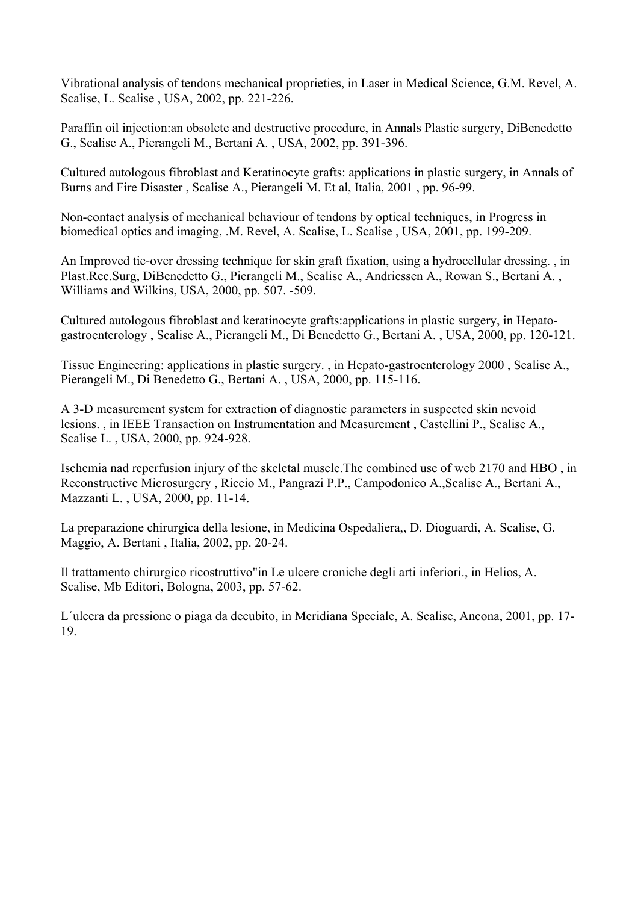Vibrational analysis of tendons mechanical proprieties, in Laser in Medical Science, G.M. Revel, A. Scalise, L. Scalise , USA, 2002, pp. 221-226.

Paraffin oil injection:an obsolete and destructive procedure, in Annals Plastic surgery, DiBenedetto G., Scalise A., Pierangeli M., Bertani A. , USA, 2002, pp. 391-396.

Cultured autologous fibroblast and Keratinocyte grafts: applications in plastic surgery, in Annals of Burns and Fire Disaster , Scalise A., Pierangeli M. Et al, Italia, 2001 , pp. 96-99.

Non-contact analysis of mechanical behaviour of tendons by optical techniques, in Progress in biomedical optics and imaging, .M. Revel, A. Scalise, L. Scalise , USA, 2001, pp. 199-209.

An Improved tie-over dressing technique for skin graft fixation, using a hydrocellular dressing. , in Plast.Rec.Surg, DiBenedetto G., Pierangeli M., Scalise A., Andriessen A., Rowan S., Bertani A. , Williams and Wilkins, USA, 2000, pp. 507. -509.

Cultured autologous fibroblast and keratinocyte grafts:applications in plastic surgery, in Hepato-gastroenterology , Scalise A., Pierangeli M., Di Benedetto G., Bertani A. , USA, 2000, pp. 120-121.

Tissue Engineering: applications in plastic surgery. , in Hepato-gastroenterology 2000 , Scalise A., Pierangeli M., Di Benedetto G., Bertani A. , USA, 2000, pp. 115-116.

A 3-D measurement system for extraction of diagnostic parameters in suspected skin nevoid lesions. , in IEEE Transaction on Instrumentation and Measurement , Castellini P., Scalise A., Scalise L. , USA, 2000, pp. 924-928.

Ischemia nad reperfusion injury of the skeletal muscle.The combined use of web 2170 and HBO , in Reconstructive Microsurgery , Riccio M., Pangrazi P.P., Campodonico A.,Scalise A., Bertani A., Mazzanti L. , USA, 2000, pp. 11-14.

La preparazione chirurgica della lesione, in Medicina Ospedaliera,, D. Dioguardi, A. Scalise, G. Maggio, A. Bertani , Italia, 2002, pp. 20-24.

Il trattamento chirurgico ricostruttivo"in Le ulcere croniche degli arti inferiori., in Helios, A. Scalise, Mb Editori, Bologna, 2003, pp. 57-62.

L´ulcera da pressione o piaga da decubito, in Meridiana Speciale, A. Scalise, Ancona, 2001, pp. 17-19.